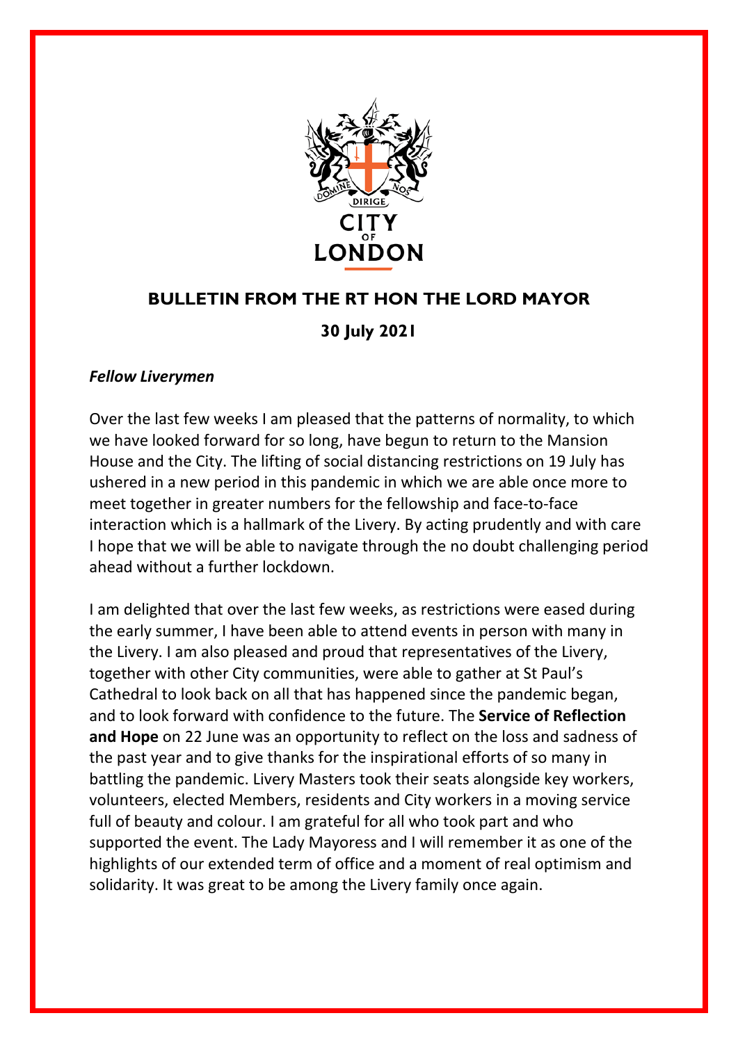# BULLETIN FROM THE RT HON THE LORD MAYOR

## 30 July 2021

***Fellow Liverymen***

Over the last few weeks I am pleased that the patterns of normality, to which we have looked forward for so long, have begun to return to the Mansion House and the City. The lifting of social distancing restrictions on 19 July has ushered in a new period in this pandemic in which we are able once more to meet together in greater numbers for the fellowship and face-to-face interaction which is a hallmark of the Livery. By acting prudently and with care I hope that we will be able to navigate through the no doubt challenging period ahead without a further lockdown.

I am delighted that over the last few weeks, as restrictions were eased during the early summer, I have been able to attend events in person with many in the Livery. I am also pleased and proud that representatives of the Livery, together with other City communities, were able to gather at St Paul's Cathedral to look back on all that has happened since the pandemic began, and to look forward with confidence to the future. The **Service of Reflection and Hope** on 22 June was an opportunity to reflect on the loss and sadness of the past year and to give thanks for the inspirational efforts of so many in battling the pandemic. Livery Masters took their seats alongside key workers, volunteers, elected Members, residents and City workers in a moving service full of beauty and colour. I am grateful for all who took part and who supported the event. The Lady Mayoress and I will remember it as one of the highlights of our extended term of office and a moment of real optimism and solidarity. It was great to be among the Livery family once again.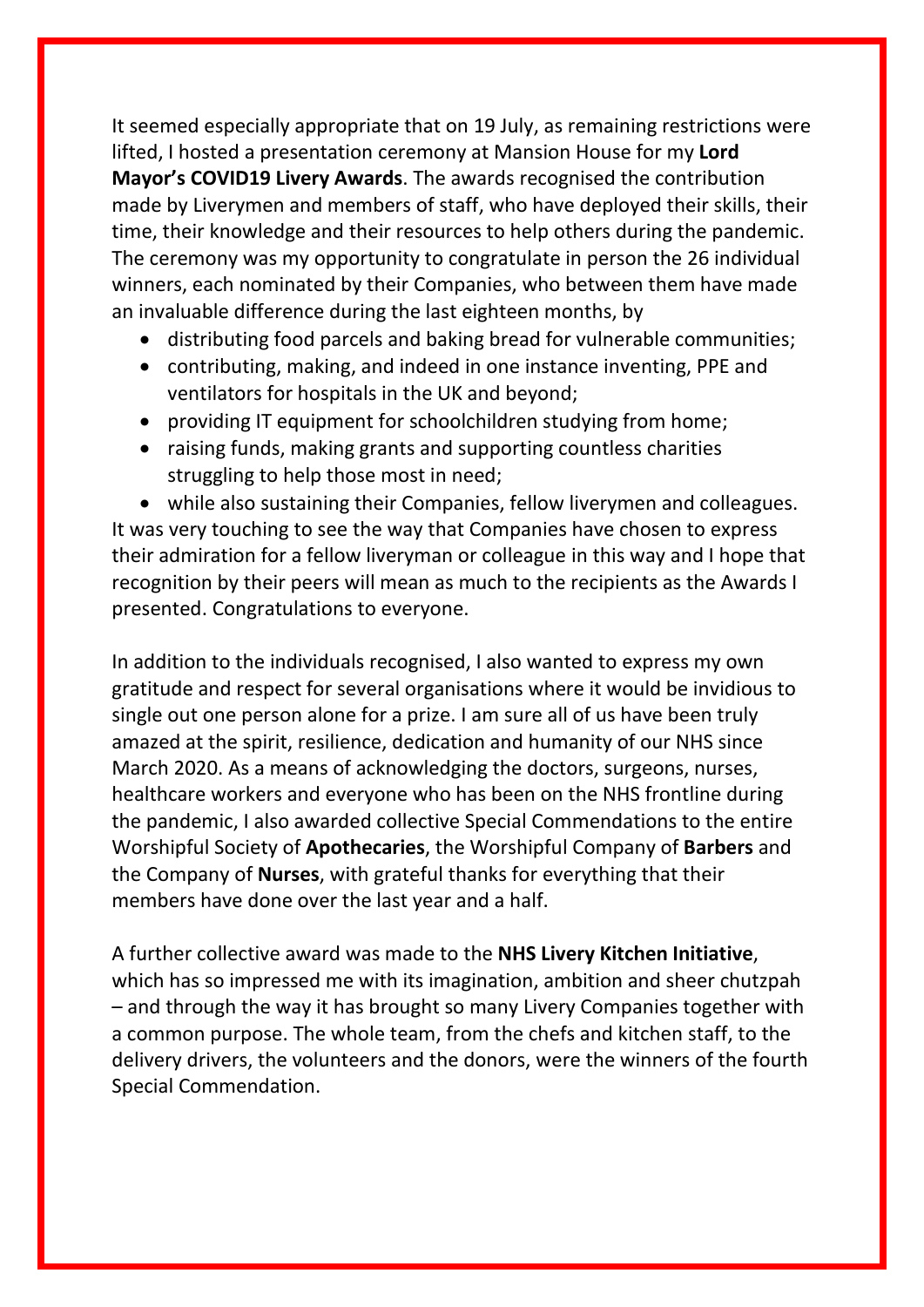It seemed especially appropriate that on 19 July, as remaining restrictions were lifted, I hosted a presentation ceremony at Mansion House for my **Lord Mayor's COVID19 Livery Awards**. The awards recognised the contribution made by Liverymen and members of staff, who have deployed their skills, their time, their knowledge and their resources to help others during the pandemic. The ceremony was my opportunity to congratulate in person the 26 individual winners, each nominated by their Companies, who between them have made an invaluable difference during the last eighteen months, by

- distributing food parcels and baking bread for vulnerable communities;
- contributing, making, and indeed in one instance inventing, PPE and ventilators for hospitals in the UK and beyond;
- providing IT equipment for schoolchildren studying from home;
- raising funds, making grants and supporting countless charities struggling to help those most in need;
- while also sustaining their Companies, fellow liverymen and colleagues.

It was very touching to see the way that Companies have chosen to express their admiration for a fellow liveryman or colleague in this way and I hope that recognition by their peers will mean as much to the recipients as the Awards I presented. Congratulations to everyone.

In addition to the individuals recognised, I also wanted to express my own gratitude and respect for several organisations where it would be invidious to single out one person alone for a prize. I am sure all of us have been truly amazed at the spirit, resilience, dedication and humanity of our NHS since March 2020. As a means of acknowledging the doctors, surgeons, nurses, healthcare workers and everyone who has been on the NHS frontline during the pandemic, I also awarded collective Special Commendations to the entire Worshipful Society of **Apothecaries**, the Worshipful Company of **Barbers** and the Company of **Nurses**, with grateful thanks for everything that their members have done over the last year and a half.

A further collective award was made to the **NHS Livery Kitchen Initiative**, which has so impressed me with its imagination, ambition and sheer chutzpah – and through the way it has brought so many Livery Companies together with a common purpose. The whole team, from the chefs and kitchen staff, to the delivery drivers, the volunteers and the donors, were the winners of the fourth Special Commendation.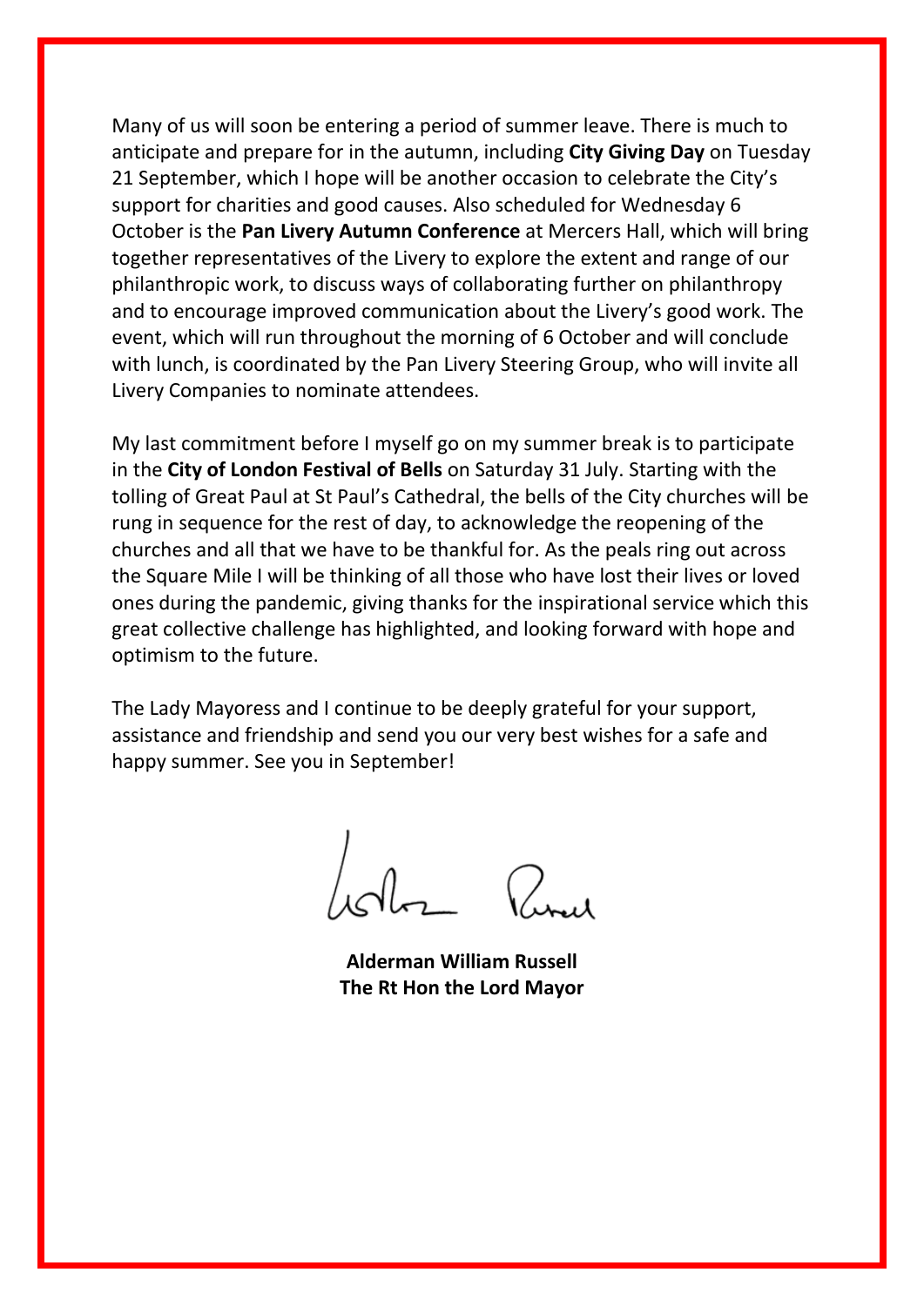Many of us will soon be entering a period of summer leave. There is much to anticipate and prepare for in the autumn, including **City Giving Day** on Tuesday 21 September, which I hope will be another occasion to celebrate the City's support for charities and good causes. Also scheduled for Wednesday 6 October is the **Pan Livery Autumn Conference** at Mercers Hall, which will bring together representatives of the Livery to explore the extent and range of our philanthropic work, to discuss ways of collaborating further on philanthropy and to encourage improved communication about the Livery's good work. The event, which will run throughout the morning of 6 October and will conclude with lunch, is coordinated by the Pan Livery Steering Group, who will invite all Livery Companies to nominate attendees.

My last commitment before I myself go on my summer break is to participate in the **City of London Festival of Bells** on Saturday 31 July. Starting with the tolling of Great Paul at St Paul's Cathedral, the bells of the City churches will be rung in sequence for the rest of day, to acknowledge the reopening of the churches and all that we have to be thankful for. As the peals ring out across the Square Mile I will be thinking of all those who have lost their lives or loved ones during the pandemic, giving thanks for the inspirational service which this great collective challenge has highlighted, and looking forward with hope and optimism to the future.

The Lady Mayoress and I continue to be deeply grateful for your support, assistance and friendship and send you our very best wishes for a safe and happy summer. See you in September!

**Alderman William Russell**
**The Rt Hon the Lord Mayor**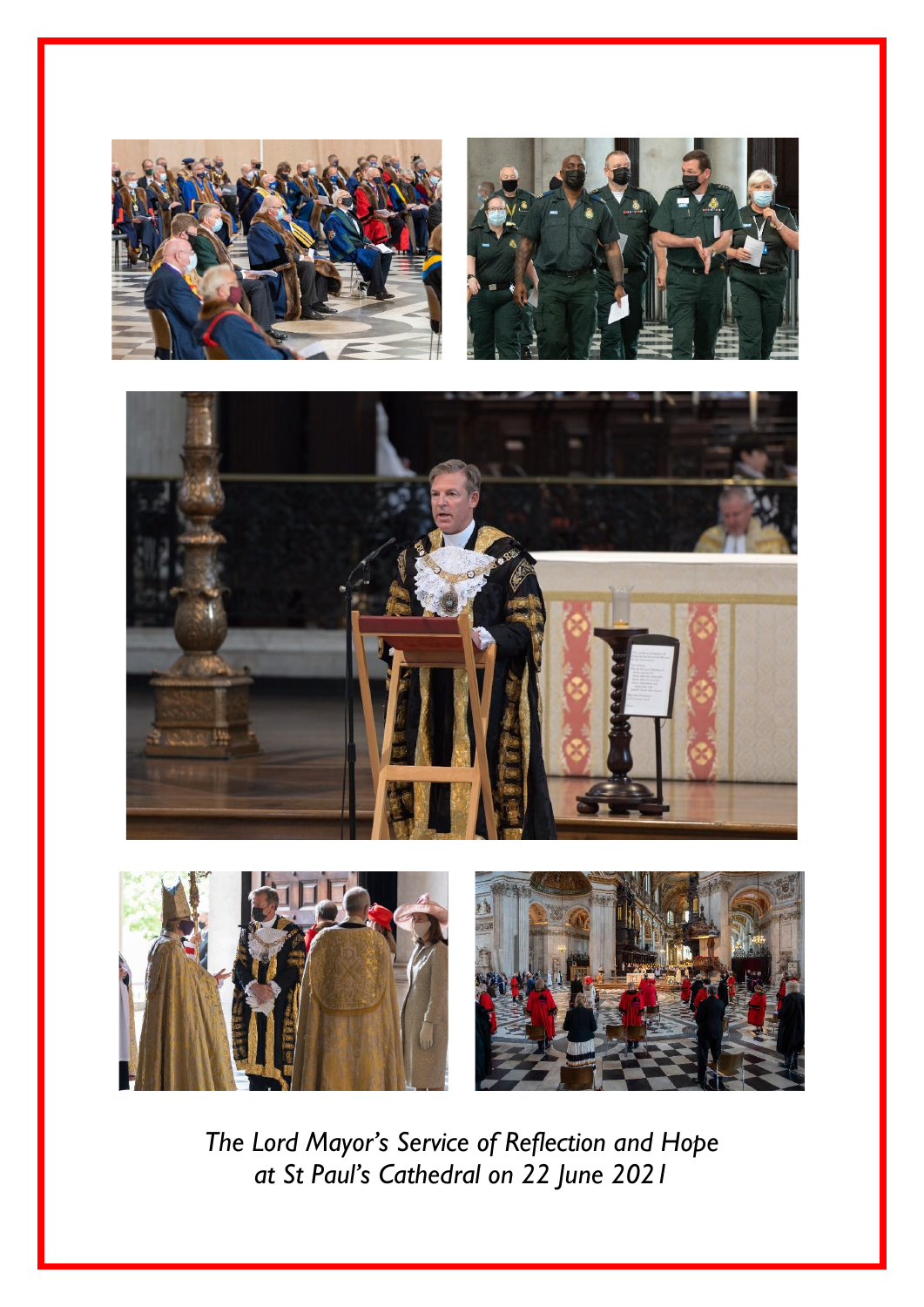*The Lord Mayor's Service of Reflection and Hope at St Paul's Cathedral on 22 June 2021*